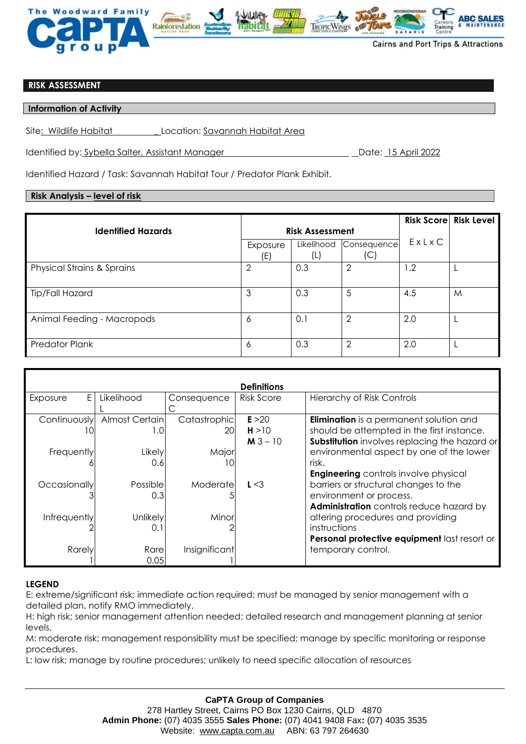## RISK ASSESSMENT

### Information of Activity

Site: Wildlife Habitat Location: Savannah Habitat Area

Identified by: Sybella Salter, Assistant Manager Date: 15 April 2022

Identified Hazard / Task: Savannah Habitat Tour / Predator Plank Exhibit.

### Risk Analysis – level of risk

| Identified Hazards | Risk Assessment | | | Risk Score | Risk Level |
|---|---|---|---|---|---|
| | Exposure (E) | Likelihood (L) | Consequence (C) | E x L x C | |
| Physical Strains & Sprains | 2 | 0.3 | 2 | 1.2 | L |
| Tip/Fall Hazard | 3 | 0.3 | 5 | 4.5 | M |
| Animal Feeding - Macropods | 6 | 0.1 | 2 | 2.0 | L |
| Predator Plank | 6 | 0.3 | 2 | 2.0 | L |

**Definitions**

| Exposure E | Likelihood L | Consequence C | Risk Score | Hierarchy of Risk Controls |
|---|---|---|---|---|
| Continuously 10 | Almost Certain 1.0 | Catastrophic 20 | **E** >20<br>**H** >10<br>**M** 3 – 10 | **Elimination** is a permanent solution and should be attempted in the first instance.<br>**Substitution** involves replacing the hazard or environmental aspect by one of the lower risk. |
| Frequently 6 | Likely 0.6 | Major 10 | | |
| Occasionally 3 | Possible 0.3 | Moderate 5 | **L** <3 | **Engineering** controls involve physical barriers or structural changes to the environment or process. |
| Infrequently 2 | Unlikely 0.1 | Minor 2 | | **Administration** controls reduce hazard by altering procedures and providing instructions |
| Rarely 1 | Rare 0.05 | Insignificant 1 | | **Personal protective equipment** last resort or temporary control. |

**LEGEND**

E: extreme/significant risk; immediate action required; must be managed by senior management with a detailed plan, notify RMO immediately.

H: high risk; senior management attention needed; detailed research and management planning at senior levels.

M: moderate risk; management responsibility must be specified; manage by specific monitoring or response procedures.

L: low risk; manage by routine procedures; unlikely to need specific allocation of resources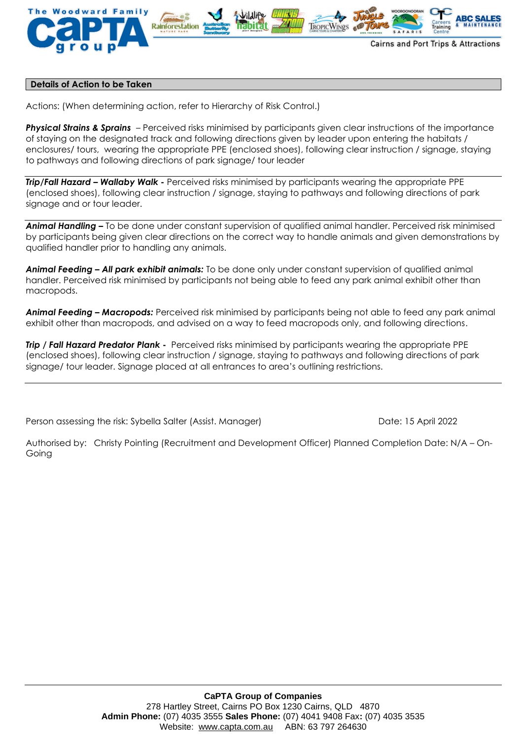**Details of Action to be Taken**

Actions: (When determining action, refer to Hierarchy of Risk Control.)

***Physical Strains & Sprains*** – Perceived risks minimised by participants given clear instructions of the importance of staying on the designated track and following directions given by leader upon entering the habitats / enclosures/ tours, wearing the appropriate PPE (enclosed shoes), following clear instruction / signage, staying to pathways and following directions of park signage/ tour leader

***Trip/Fall Hazard – Wallaby Walk -*** Perceived risks minimised by participants wearing the appropriate PPE (enclosed shoes), following clear instruction / signage, staying to pathways and following directions of park signage and or tour leader.

***Animal Handling –*** To be done under constant supervision of qualified animal handler. Perceived risk minimised by participants being given clear directions on the correct way to handle animals and given demonstrations by qualified handler prior to handling any animals.

***Animal Feeding – All park exhibit animals:*** To be done only under constant supervision of qualified animal handler. Perceived risk minimised by participants not being able to feed any park animal exhibit other than macropods.

***Animal Feeding – Macropods:*** Perceived risk minimised by participants being not able to feed any park animal exhibit other than macropods, and advised on a way to feed macropods only, and following directions.

***Trip / Fall Hazard Predator Plank -*** Perceived risks minimised by participants wearing the appropriate PPE (enclosed shoes), following clear instruction / signage, staying to pathways and following directions of park signage/ tour leader. Signage placed at all entrances to area's outlining restrictions.

Person assessing the risk: Sybella Salter (Assist. Manager) Date: 15 April 2022

Authorised by: Christy Pointing (Recruitment and Development Officer) Planned Completion Date: N/A – On-Going

**CaPTA Group of Companies**
278 Hartley Street, Cairns PO Box 1230 Cairns, QLD 4870
**Admin Phone:** (07) 4035 3555 **Sales Phone:** (07) 4041 9408 Fax**:** (07) 4035 3535
Website: www.capta.com.au ABN: 63 797 264630